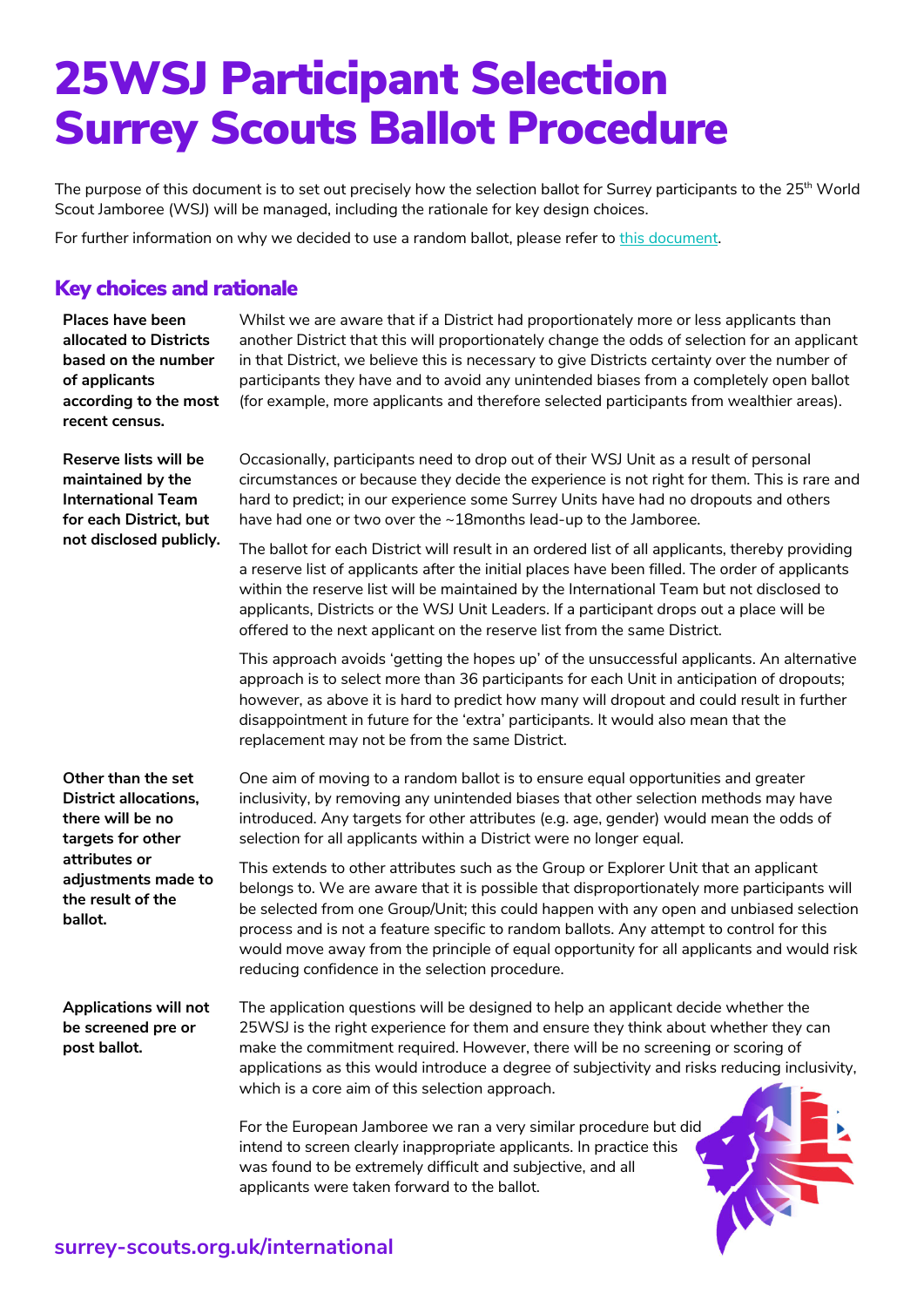# 25WSJ Participant Selection Surrey Scouts Ballot Procedure

The purpose of this document is to set out precisely how the selection ballot for Surrey participants to the 25th World Scout Jamboree (WSJ) will be managed, including the rationale for key design choices.

For further information on why we decided to use a random ballot, please refer to [this document].

## Key choices and rationale

**Places have been allocated to Districts based on the number of applicants according to the most recent census.**

Whilst we are aware that if a District had proportionately more or less applicants than another District that this will proportionately change the odds of selection for an applicant in that District, we believe this is necessary to give Districts certainty over the number of participants they have and to avoid any unintended biases from a completely open ballot (for example, more applicants and therefore selected participants from wealthier areas).

**Reserve lists will be maintained by the International Team for each District, but not disclosed publicly.**

Occasionally, participants need to drop out of their WSJ Unit as a result of personal circumstances or because they decide the experience is not right for them. This is rare and hard to predict; in our experience some Surrey Units have had no dropouts and others have had one or two over the ~18months lead-up to the Jamboree.

The ballot for each District will result in an ordered list of all applicants, thereby providing a reserve list of applicants after the initial places have been filled. The order of applicants within the reserve list will be maintained by the International Team but not disclosed to applicants, Districts or the WSJ Unit Leaders. If a participant drops out a place will be offered to the next applicant on the reserve list from the same District.

This approach avoids 'getting the hopes up' of the unsuccessful applicants. An alternative approach is to select more than 36 participants for each Unit in anticipation of dropouts; however, as above it is hard to predict how many will dropout and could result in further disappointment in future for the 'extra' participants. It would also mean that the replacement may not be from the same District.

**Other than the set District allocations, there will be no targets for other attributes or adjustments made to the result of the ballot.**

One aim of moving to a random ballot is to ensure equal opportunities and greater inclusivity, by removing any unintended biases that other selection methods may have introduced. Any targets for other attributes (e.g. age, gender) would mean the odds of selection for all applicants within a District were no longer equal.

This extends to other attributes such as the Group or Explorer Unit that an applicant belongs to. We are aware that it is possible that disproportionately more participants will be selected from one Group/Unit; this could happen with any open and unbiased selection process and is not a feature specific to random ballots. Any attempt to control for this would move away from the principle of equal opportunity for all applicants and would risk reducing confidence in the selection procedure.

**Applications will not be screened pre or post ballot.**

The application questions will be designed to help an applicant decide whether the 25WSJ is the right experience for them and ensure they think about whether they can make the commitment required. However, there will be no screening or scoring of applications as this would introduce a degree of subjectivity and risks reducing inclusivity, which is a core aim of this selection approach.

For the European Jamboree we ran a very similar procedure but did intend to screen clearly inappropriate applicants. In practice this was found to be extremely difficult and subjective, and all applicants were taken forward to the ballot.

surrey-scouts.org.uk/international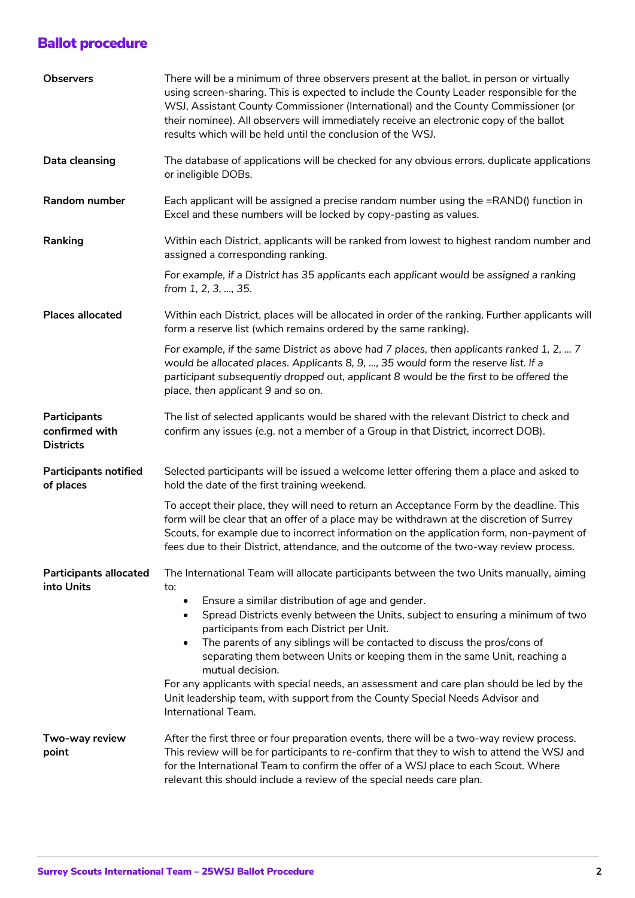## Ballot procedure

| | |
|---|---|
| **Observers** | There will be a minimum of three observers present at the ballot, in person or virtually using screen-sharing. This is expected to include the County Leader responsible for the WSJ, Assistant County Commissioner (International) and the County Commissioner (or their nominee). All observers will immediately receive an electronic copy of the ballot results which will be held until the conclusion of the WSJ. |
| **Data cleansing** | The database of applications will be checked for any obvious errors, duplicate applications or ineligible DOBs. |
| **Random number** | Each applicant will be assigned a precise random number using the =RAND() function in Excel and these numbers will be locked by copy-pasting as values. |
| **Ranking** | Within each District, applicants will be ranked from lowest to highest random number and assigned a corresponding ranking.<br><br>*For example, if a District has 35 applicants each applicant would be assigned a ranking from 1, 2, 3, …, 35.* |
| **Places allocated** | Within each District, places will be allocated in order of the ranking. Further applicants will form a reserve list (which remains ordered by the same ranking).<br><br>*For example, if the same District as above had 7 places, then applicants ranked 1, 2, … 7 would be allocated places. Applicants 8, 9, …, 35 would form the reserve list. If a participant subsequently dropped out, applicant 8 would be the first to be offered the place, then applicant 9 and so on.* |
| **Participants confirmed with Districts** | The list of selected applicants would be shared with the relevant District to check and confirm any issues (e.g. not a member of a Group in that District, incorrect DOB). |
| **Participants notified of places** | Selected participants will be issued a welcome letter offering them a place and asked to hold the date of the first training weekend.<br><br>To accept their place, they will need to return an Acceptance Form by the deadline. This form will be clear that an offer of a place may be withdrawn at the discretion of Surrey Scouts, for example due to incorrect information on the application form, non-payment of fees due to their District, attendance, and the outcome of the two-way review process. |
| **Participants allocated into Units** | The International Team will allocate participants between the two Units manually, aiming to:<br>• Ensure a similar distribution of age and gender.<br>• Spread Districts evenly between the Units, subject to ensuring a minimum of two participants from each District per Unit.<br>• The parents of any siblings will be contacted to discuss the pros/cons of separating them between Units or keeping them in the same Unit, reaching a mutual decision.<br><br>For any applicants with special needs, an assessment and care plan should be led by the Unit leadership team, with support from the County Special Needs Advisor and International Team. |
| **Two-way review point** | After the first three or four preparation events, there will be a two-way review process. This review will be for participants to re-confirm that they to wish to attend the WSJ and for the International Team to confirm the offer of a WSJ place to each Scout. Where relevant this should include a review of the special needs care plan. |